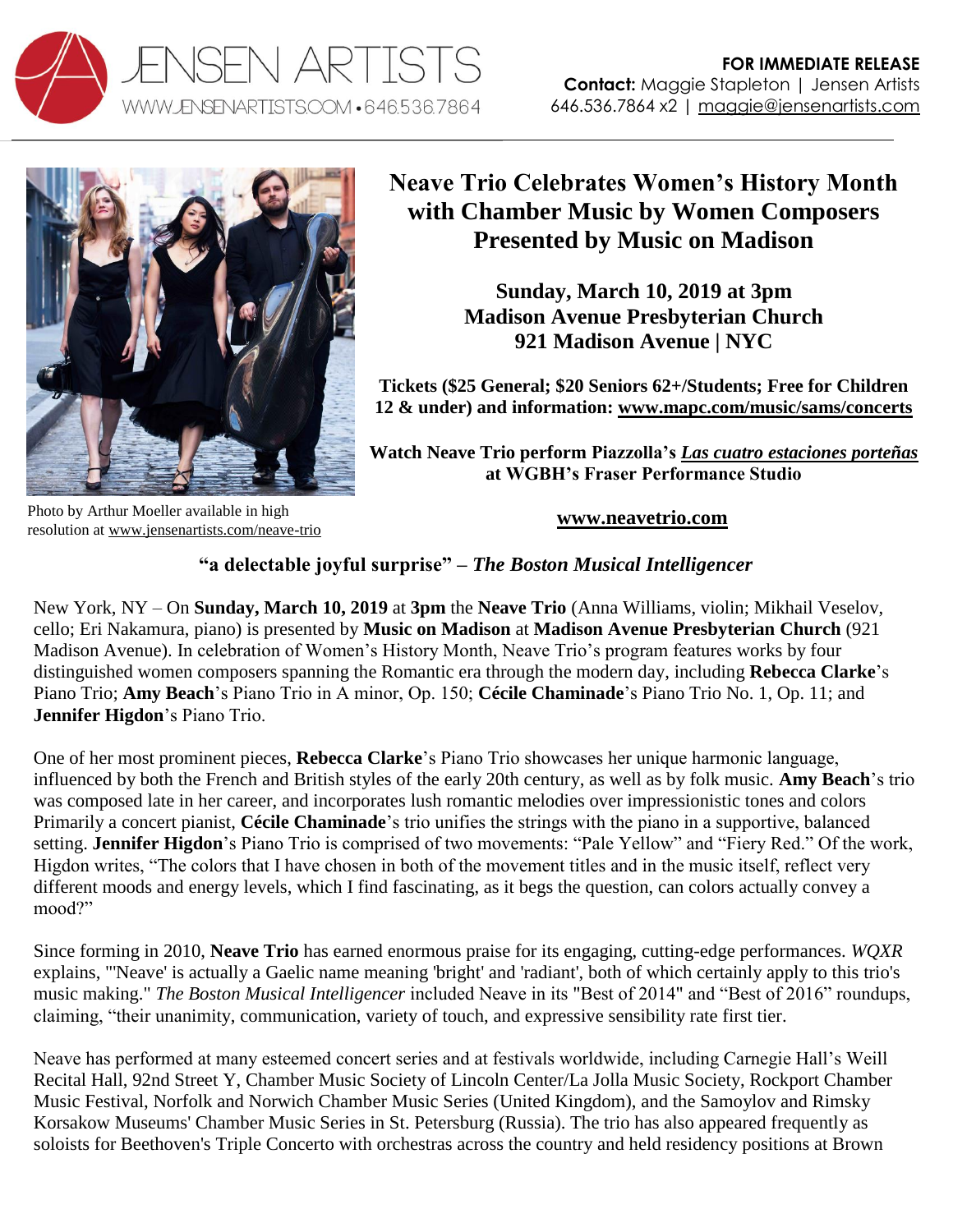JENSEN ARTISTS
WWW.JENSENARTISTS.COM • 646.536.7864

**FOR IMMEDIATE RELEASE**
**Contact:** Maggie Stapleton | Jensen Artists
646.536.7864 x2 | maggie@jensenartists.com

Photo by Arthur Moeller available in high resolution at www.jensenartists.com/neave-trio

# Neave Trio Celebrates Women's History Month with Chamber Music by Women Composers Presented by Music on Madison

## Sunday, March 10, 2019 at 3pm
## Madison Avenue Presbyterian Church
## 921 Madison Avenue | NYC

**Tickets ($25 General; $20 Seniors 62+/Students; Free for Children 12 & under) and information: www.mapc.com/music/sams/concerts**

**Watch Neave Trio perform Piazzolla's *Las cuatro estaciones porteñas* at WGBH's Fraser Performance Studio**

**www.neavetrio.com**

**"a delectable joyful surprise" – *The Boston Musical Intelligencer***

New York, NY – On **Sunday, March 10, 2019** at **3pm** the **Neave Trio** (Anna Williams, violin; Mikhail Veselov, cello; Eri Nakamura, piano) is presented by **Music on Madison** at **Madison Avenue Presbyterian Church** (921 Madison Avenue). In celebration of Women's History Month, Neave Trio's program features works by four distinguished women composers spanning the Romantic era through the modern day, including **Rebecca Clarke**'s Piano Trio; **Amy Beach**'s Piano Trio in A minor, Op. 150; **Cécile Chaminade**'s Piano Trio No. 1, Op. 11; and **Jennifer Higdon**'s Piano Trio.

One of her most prominent pieces, **Rebecca Clarke**'s Piano Trio showcases her unique harmonic language, influenced by both the French and British styles of the early 20th century, as well as by folk music. **Amy Beach**'s trio was composed late in her career, and incorporates lush romantic melodies over impressionistic tones and colors Primarily a concert pianist, **Cécile Chaminade**'s trio unifies the strings with the piano in a supportive, balanced setting. **Jennifer Higdon**'s Piano Trio is comprised of two movements: "Pale Yellow" and "Fiery Red." Of the work, Higdon writes, "The colors that I have chosen in both of the movement titles and in the music itself, reflect very different moods and energy levels, which I find fascinating, as it begs the question, can colors actually convey a mood?"

Since forming in 2010, **Neave Trio** has earned enormous praise for its engaging, cutting-edge performances. *WQXR* explains, "'Neave' is actually a Gaelic name meaning 'bright' and 'radiant', both of which certainly apply to this trio's music making." *The Boston Musical Intelligencer* included Neave in its "Best of 2014" and "Best of 2016" roundups, claiming, "their unanimity, communication, variety of touch, and expressive sensibility rate first tier.

Neave has performed at many esteemed concert series and at festivals worldwide, including Carnegie Hall's Weill Recital Hall, 92nd Street Y, Chamber Music Society of Lincoln Center/La Jolla Music Society, Rockport Chamber Music Festival, Norfolk and Norwich Chamber Music Series (United Kingdom), and the Samoylov and Rimsky Korsakow Museums' Chamber Music Series in St. Petersburg (Russia). The trio has also appeared frequently as soloists for Beethoven's Triple Concerto with orchestras across the country and held residency positions at Brown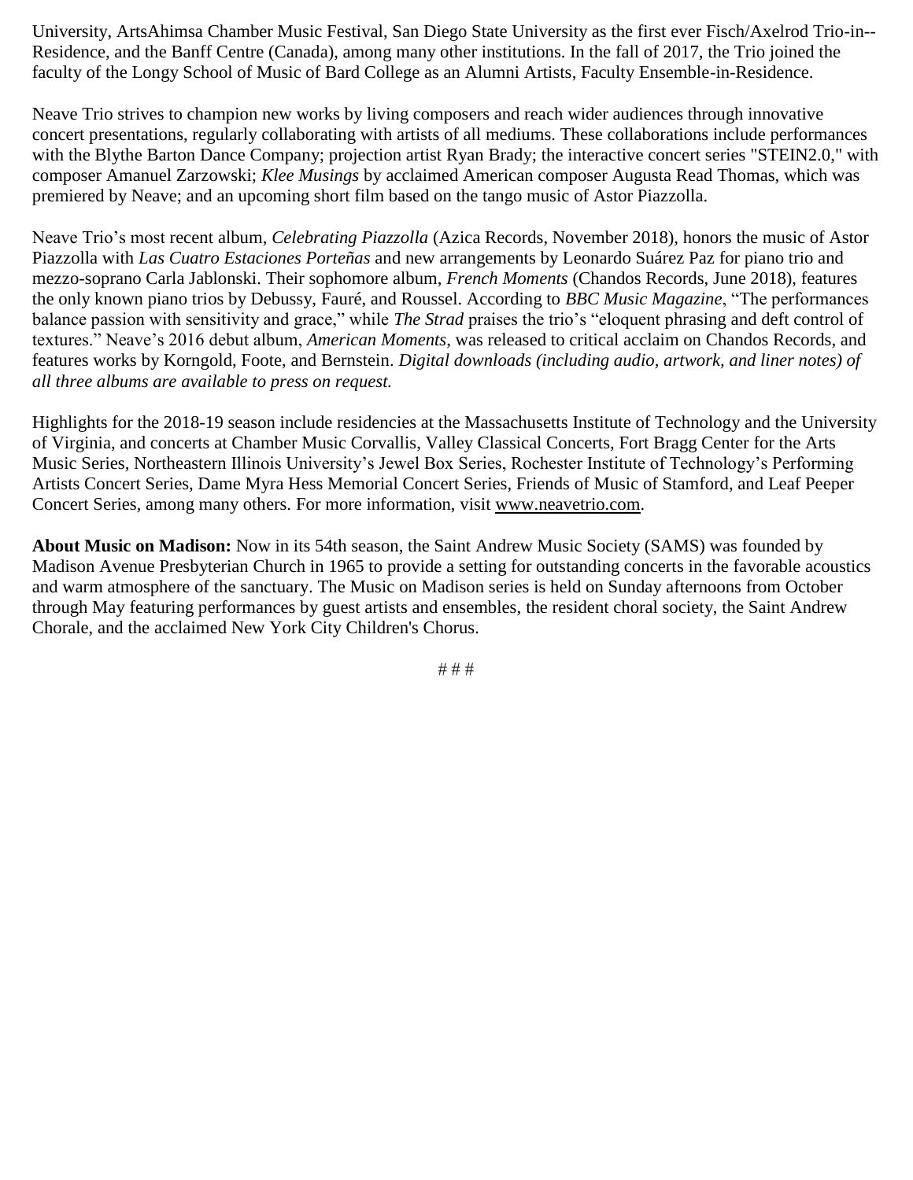University, ArtsAhimsa Chamber Music Festival, San Diego State University as the first ever Fisch/Axelrod Trio-in--Residence, and the Banff Centre (Canada), among many other institutions. In the fall of 2017, the Trio joined the faculty of the Longy School of Music of Bard College as an Alumni Artists, Faculty Ensemble-in-Residence.

Neave Trio strives to champion new works by living composers and reach wider audiences through innovative concert presentations, regularly collaborating with artists of all mediums. These collaborations include performances with the Blythe Barton Dance Company; projection artist Ryan Brady; the interactive concert series "STEIN2.0," with composer Amanuel Zarzowski; *Klee Musings* by acclaimed American composer Augusta Read Thomas, which was premiered by Neave; and an upcoming short film based on the tango music of Astor Piazzolla.

Neave Trio's most recent album, *Celebrating Piazzolla* (Azica Records, November 2018), honors the music of Astor Piazzolla with *Las Cuatro Estaciones Porteñas* and new arrangements by Leonardo Suárez Paz for piano trio and mezzo-soprano Carla Jablonski. Their sophomore album, *French Moments* (Chandos Records, June 2018), features the only known piano trios by Debussy, Fauré, and Roussel. According to *BBC Music Magazine*, "The performances balance passion with sensitivity and grace," while *The Strad* praises the trio's "eloquent phrasing and deft control of textures." Neave's 2016 debut album, *American Moments*, was released to critical acclaim on Chandos Records, and features works by Korngold, Foote, and Bernstein. *Digital downloads (including audio, artwork, and liner notes) of all three albums are available to press on request.*

Highlights for the 2018-19 season include residencies at the Massachusetts Institute of Technology and the University of Virginia, and concerts at Chamber Music Corvallis, Valley Classical Concerts, Fort Bragg Center for the Arts Music Series, Northeastern Illinois University's Jewel Box Series, Rochester Institute of Technology's Performing Artists Concert Series, Dame Myra Hess Memorial Concert Series, Friends of Music of Stamford, and Leaf Peeper Concert Series, among many others. For more information, visit www.neavetrio.com.

**About Music on Madison:** Now in its 54th season, the Saint Andrew Music Society (SAMS) was founded by Madison Avenue Presbyterian Church in 1965 to provide a setting for outstanding concerts in the favorable acoustics and warm atmosphere of the sanctuary. The Music on Madison series is held on Sunday afternoons from October through May featuring performances by guest artists and ensembles, the resident choral society, the Saint Andrew Chorale, and the acclaimed New York City Children's Chorus.

# # #